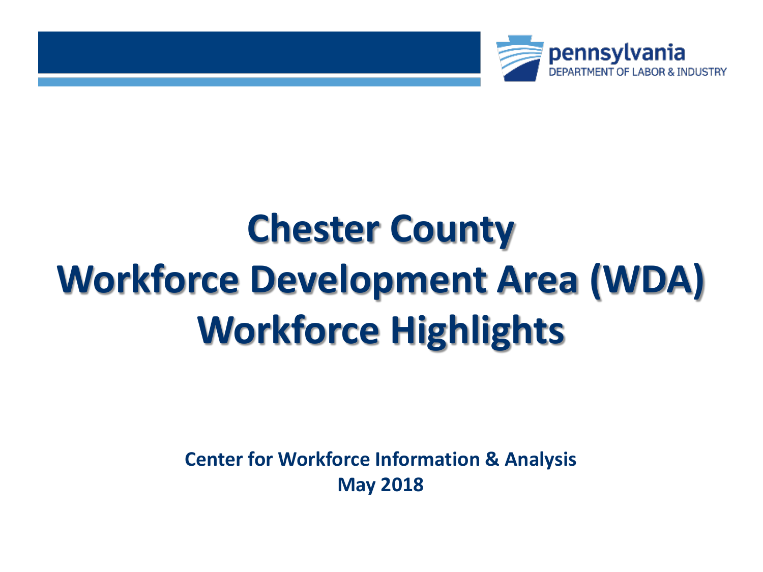pennsylvania
DEPARTMENT OF LABOR & INDUSTRY

# Chester County Workforce Development Area (WDA) Workforce Highlights

**Center for Workforce Information & Analysis**
**May 2018**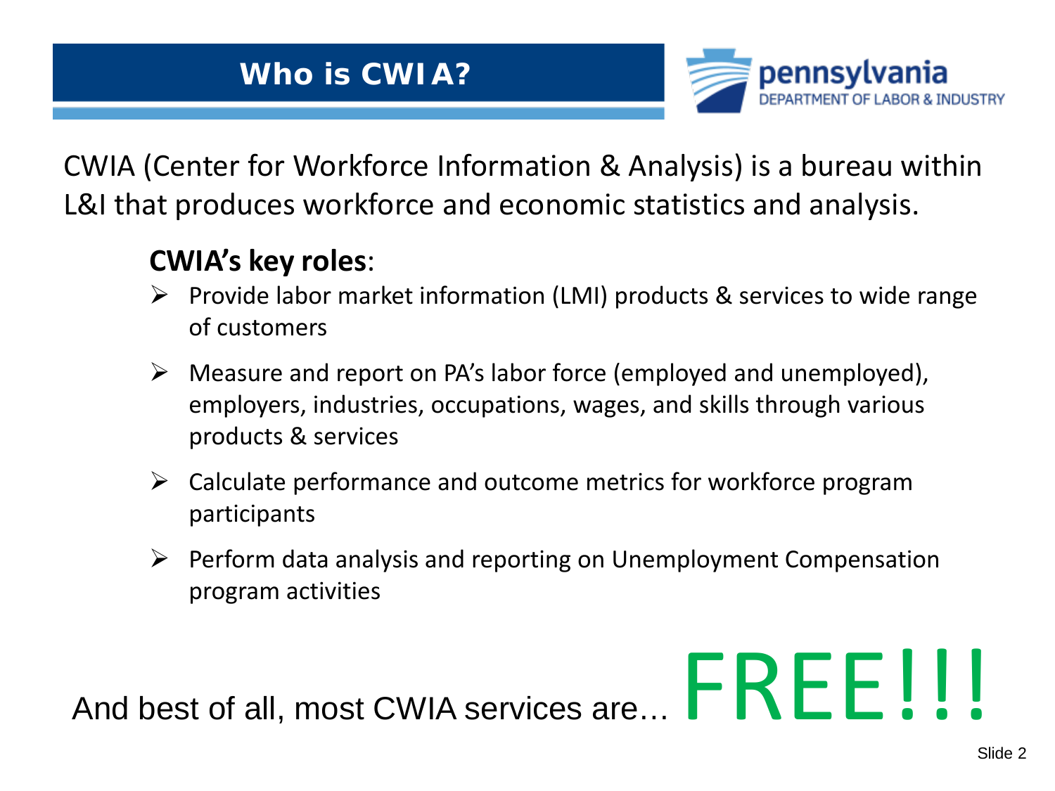# Who is CWIA?

CWIA (Center for Workforce Information & Analysis) is a bureau within L&I that produces workforce and economic statistics and analysis.

**CWIA's key roles**:

- Provide labor market information (LMI) products & services to wide range of customers
- Measure and report on PA's labor force (employed and unemployed), employers, industries, occupations, wages, and skills through various products & services
- Calculate performance and outcome metrics for workforce program participants
- Perform data analysis and reporting on Unemployment Compensation program activities

And best of all, most CWIA services are… FREE!!!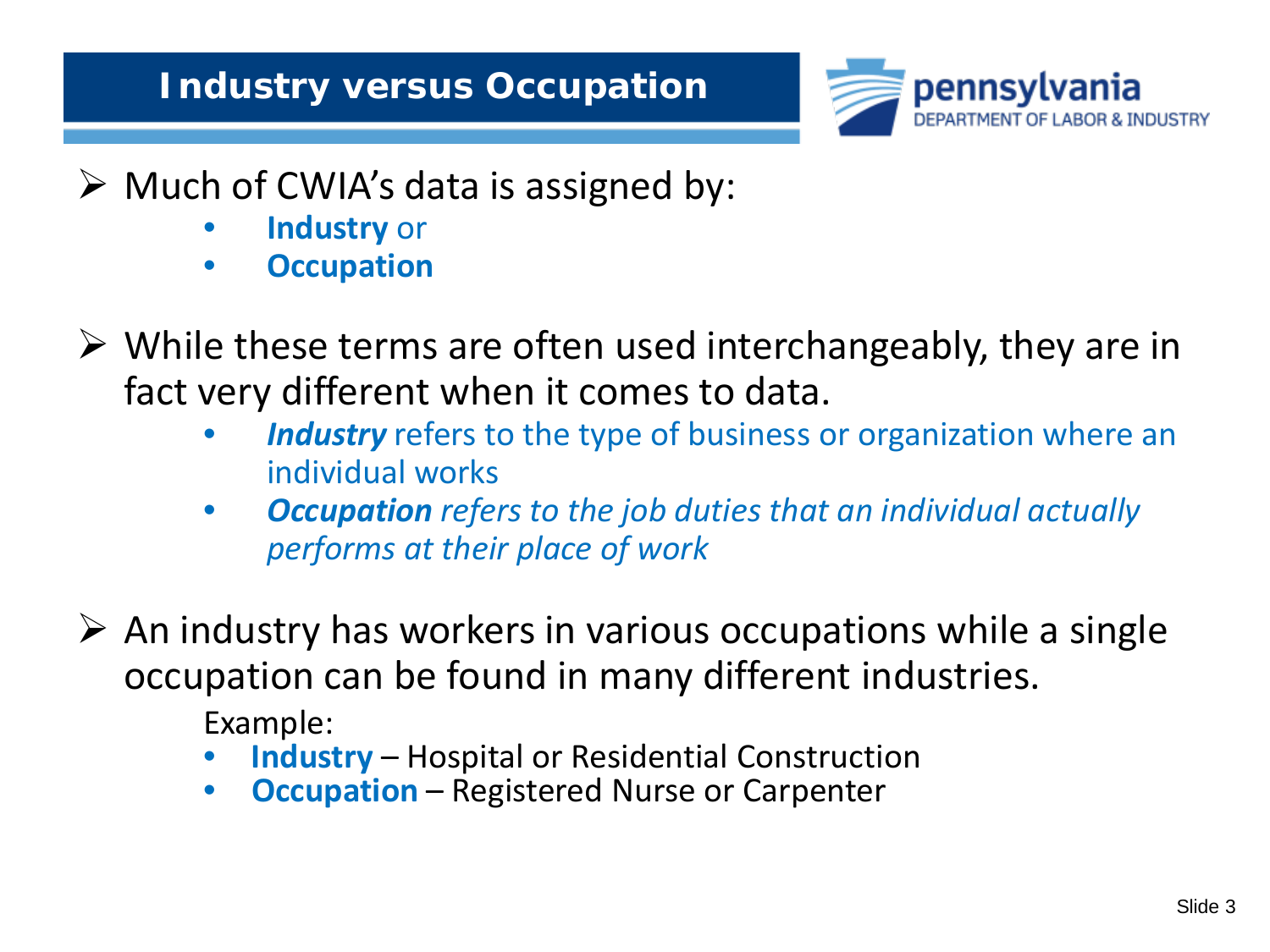# Industry versus Occupation

- Much of CWIA's data is assigned by:
  - **Industry** or
  - **Occupation**

- While these terms are often used interchangeably, they are in fact very different when it comes to data.
  - ***Industry*** refers to the type of business or organization where an individual works
  - ***Occupation*** *refers to the job duties that an individual actually performs at their place of work*

- An industry has workers in various occupations while a single occupation can be found in many different industries.

  Example:
  - **Industry** – Hospital or Residential Construction
  - **Occupation** – Registered Nurse or Carpenter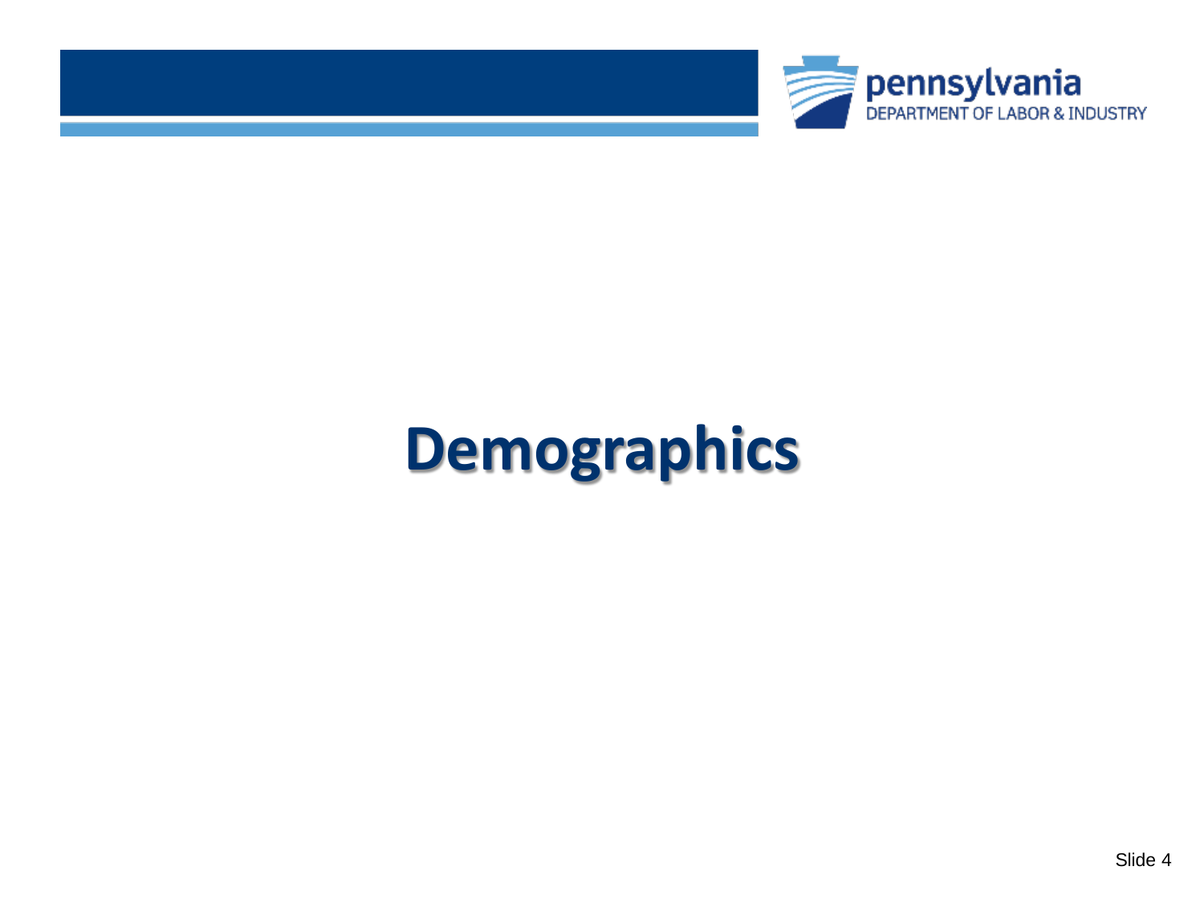# Demographics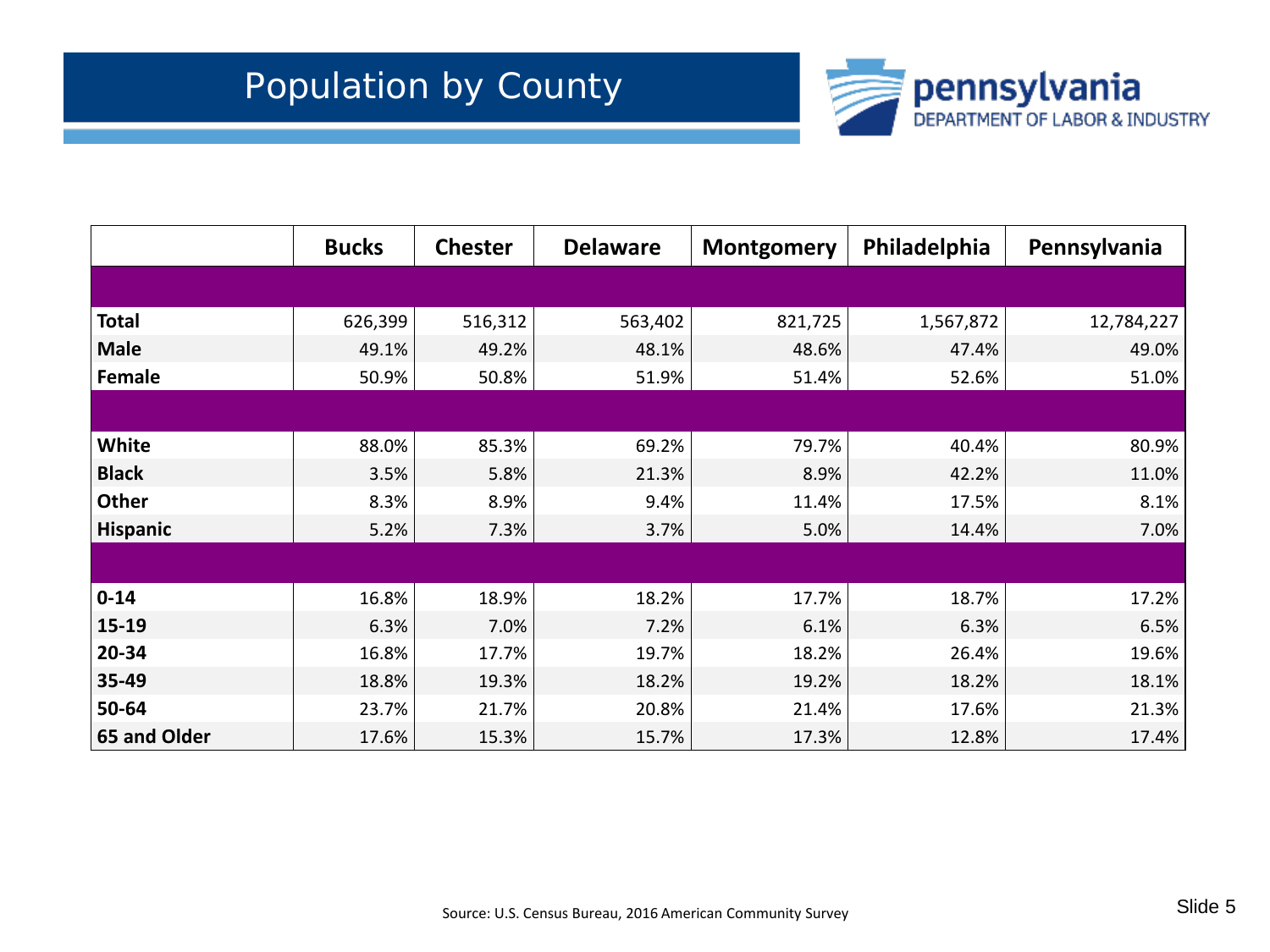# Population by County

| | Bucks | Chester | Delaware | Montgomery | Philadelphia | Pennsylvania |
|---|---|---|---|---|---|---|
| | | | | | | |
| **Total** | 626,399 | 516,312 | 563,402 | 821,725 | 1,567,872 | 12,784,227 |
| **Male** | 49.1% | 49.2% | 48.1% | 48.6% | 47.4% | 49.0% |
| **Female** | 50.9% | 50.8% | 51.9% | 51.4% | 52.6% | 51.0% |
| | | | | | | |
| **White** | 88.0% | 85.3% | 69.2% | 79.7% | 40.4% | 80.9% |
| **Black** | 3.5% | 5.8% | 21.3% | 8.9% | 42.2% | 11.0% |
| **Other** | 8.3% | 8.9% | 9.4% | 11.4% | 17.5% | 8.1% |
| **Hispanic** | 5.2% | 7.3% | 3.7% | 5.0% | 14.4% | 7.0% |
| | | | | | | |
| **0-14** | 16.8% | 18.9% | 18.2% | 17.7% | 18.7% | 17.2% |
| **15-19** | 6.3% | 7.0% | 7.2% | 6.1% | 6.3% | 6.5% |
| **20-34** | 16.8% | 17.7% | 19.7% | 18.2% | 26.4% | 19.6% |
| **35-49** | 18.8% | 19.3% | 18.2% | 19.2% | 18.2% | 18.1% |
| **50-64** | 23.7% | 21.7% | 20.8% | 21.4% | 17.6% | 21.3% |
| **65 and Older** | 17.6% | 15.3% | 15.7% | 17.3% | 12.8% | 17.4% |

Source: U.S. Census Bureau, 2016 American Community Survey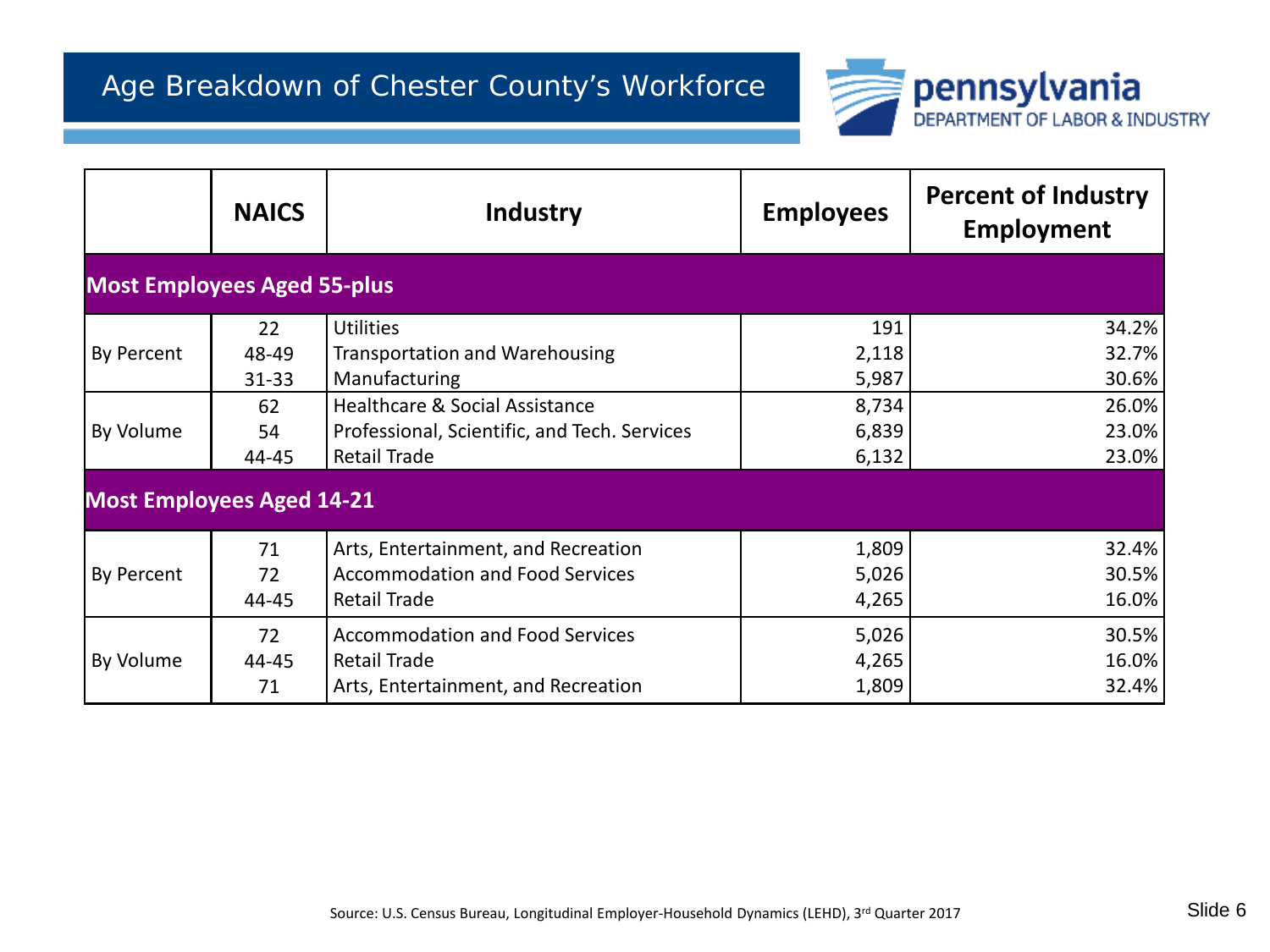# Age Breakdown of Chester County's Workforce

| | NAICS | Industry | Employees | Percent of Industry Employment |
|---|---|---|---|---|
| **Most Employees Aged 55-plus** | | | | |
| By Percent | 22 | Utilities | 191 | 34.2% |
| | 48-49 | Transportation and Warehousing | 2,118 | 32.7% |
| | 31-33 | Manufacturing | 5,987 | 30.6% |
| By Volume | 62 | Healthcare & Social Assistance | 8,734 | 26.0% |
| | 54 | Professional, Scientific, and Tech. Services | 6,839 | 23.0% |
| | 44-45 | Retail Trade | 6,132 | 23.0% |
| **Most Employees Aged 14-21** | | | | |
| By Percent | 71 | Arts, Entertainment, and Recreation | 1,809 | 32.4% |
| | 72 | Accommodation and Food Services | 5,026 | 30.5% |
| | 44-45 | Retail Trade | 4,265 | 16.0% |
| By Volume | 72 | Accommodation and Food Services | 5,026 | 30.5% |
| | 44-45 | Retail Trade | 4,265 | 16.0% |
| | 71 | Arts, Entertainment, and Recreation | 1,809 | 32.4% |

Source: U.S. Census Bureau, Longitudinal Employer-Household Dynamics (LEHD), 3rd Quarter 2017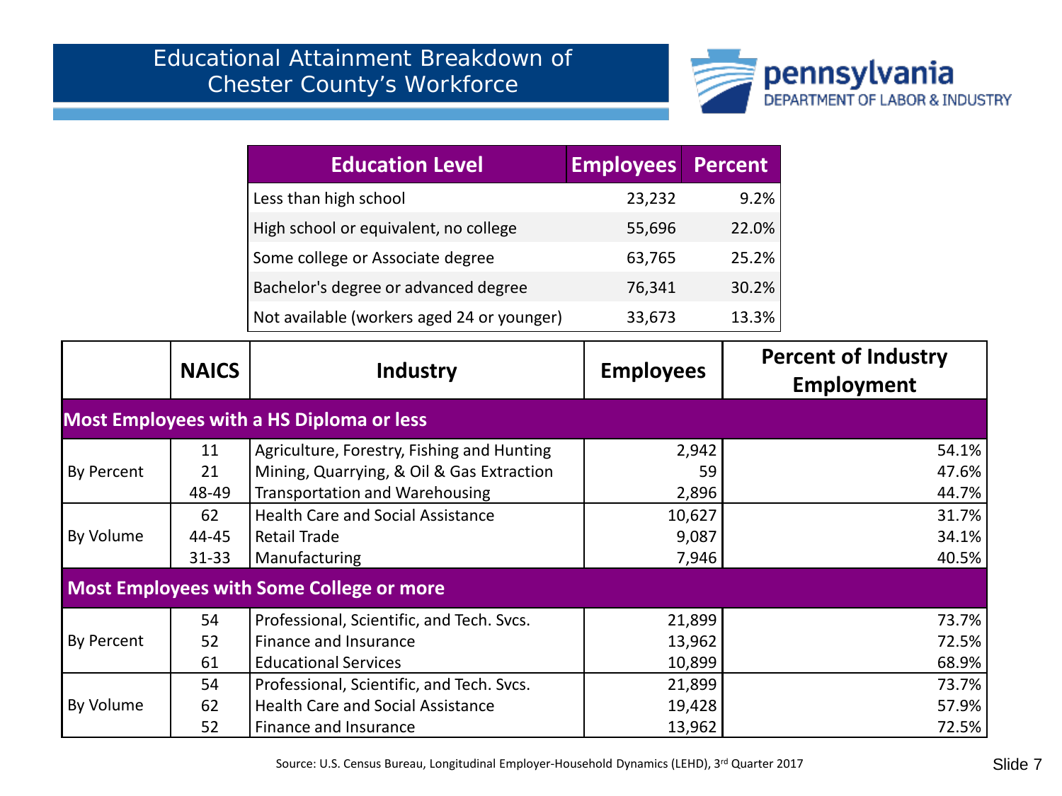# Educational Attainment Breakdown of Chester County's Workforce

| Education Level | Employees | Percent |
|---|---|---|
| Less than high school | 23,232 | 9.2% |
| High school or equivalent, no college | 55,696 | 22.0% |
| Some college or Associate degree | 63,765 | 25.2% |
| Bachelor's degree or advanced degree | 76,341 | 30.2% |
| Not available (workers aged 24 or younger) | 33,673 | 13.3% |

| | NAICS | Industry | Employees | Percent of Industry Employment |
|---|---|---|---|---|
| **Most Employees with a HS Diploma or less** | | | | |
| By Percent | 11 | Agriculture, Forestry, Fishing and Hunting | 2,942 | 54.1% |
| | 21 | Mining, Quarrying, & Oil & Gas Extraction | 59 | 47.6% |
| | 48-49 | Transportation and Warehousing | 2,896 | 44.7% |
| By Volume | 62 | Health Care and Social Assistance | 10,627 | 31.7% |
| | 44-45 | Retail Trade | 9,087 | 34.1% |
| | 31-33 | Manufacturing | 7,946 | 40.5% |
| **Most Employees with Some College or more** | | | | |
| By Percent | 54 | Professional, Scientific, and Tech. Svcs. | 21,899 | 73.7% |
| | 52 | Finance and Insurance | 13,962 | 72.5% |
| | 61 | Educational Services | 10,899 | 68.9% |
| By Volume | 54 | Professional, Scientific, and Tech. Svcs. | 21,899 | 73.7% |
| | 62 | Health Care and Social Assistance | 19,428 | 57.9% |
| | 52 | Finance and Insurance | 13,962 | 72.5% |

Source: U.S. Census Bureau, Longitudinal Employer-Household Dynamics (LEHD), 3rd Quarter 2017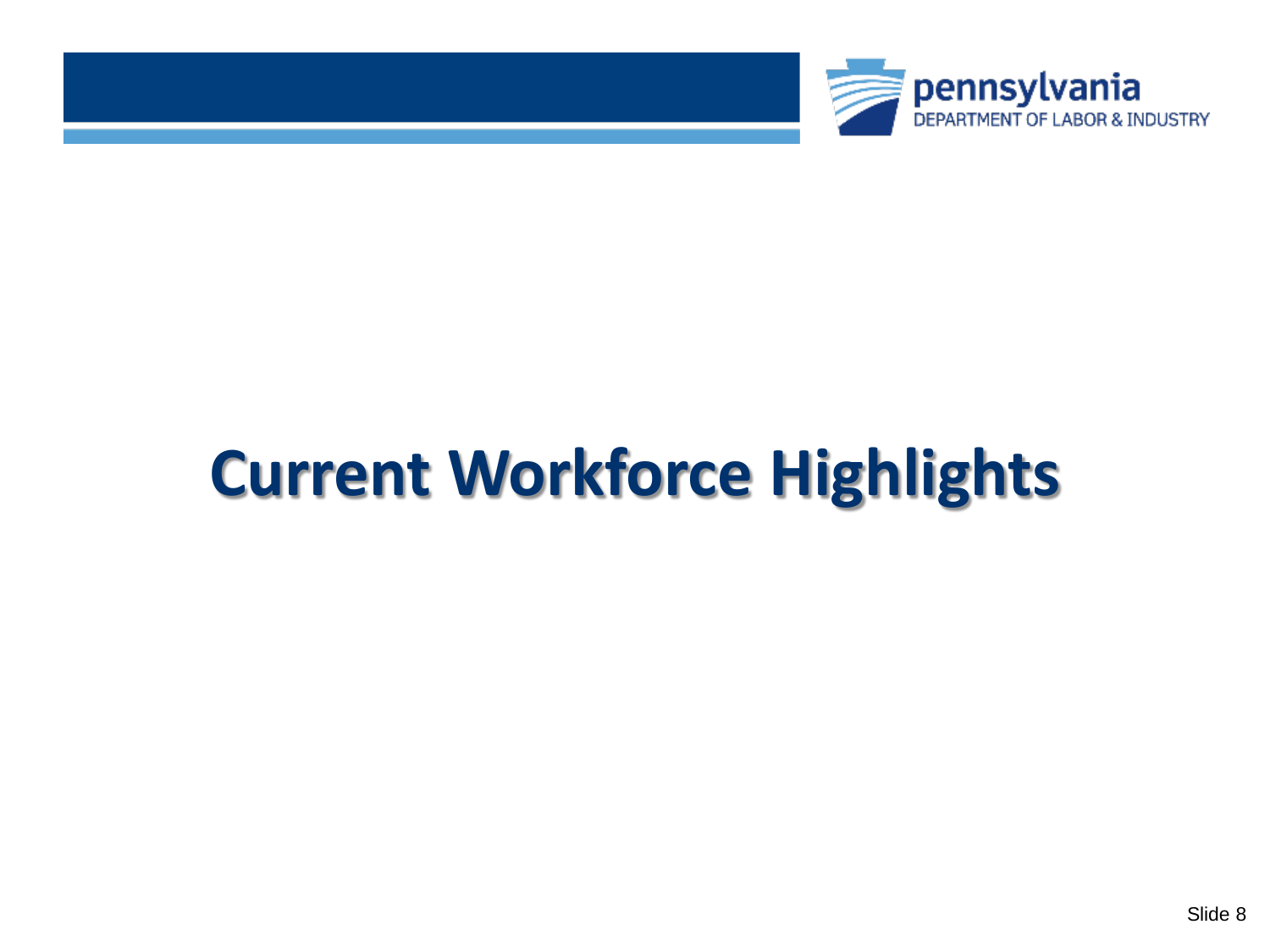# Current Workforce Highlights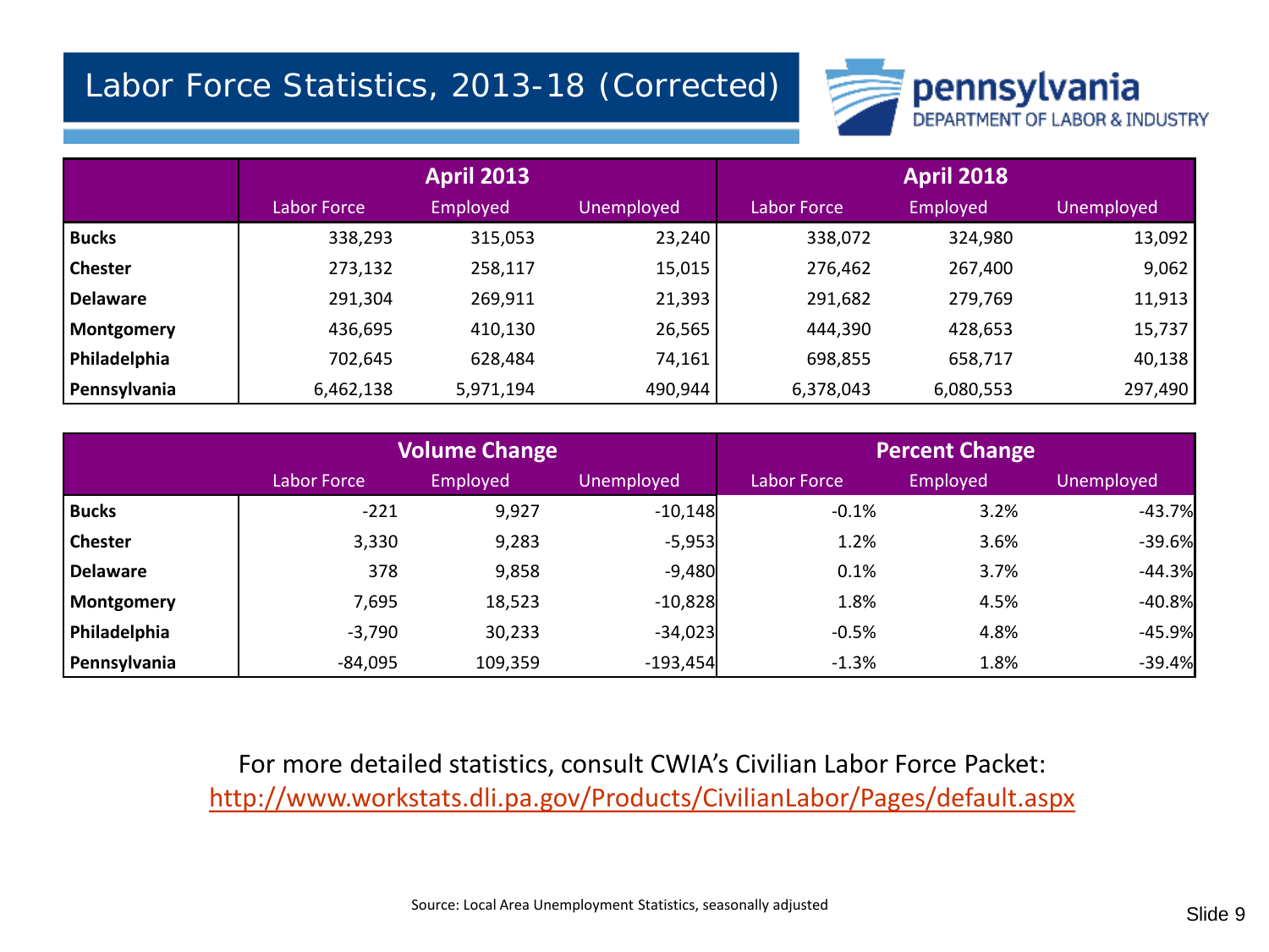# Labor Force Statistics, 2013-18 (Corrected)

pennsylvania
DEPARTMENT OF LABOR & INDUSTRY

| | April 2013 | | | April 2018 | | |
|---|---|---|---|---|---|---|
| | Labor Force | Employed | Unemployed | Labor Force | Employed | Unemployed |
| **Bucks** | 338,293 | 315,053 | 23,240 | 338,072 | 324,980 | 13,092 |
| **Chester** | 273,132 | 258,117 | 15,015 | 276,462 | 267,400 | 9,062 |
| **Delaware** | 291,304 | 269,911 | 21,393 | 291,682 | 279,769 | 11,913 |
| **Montgomery** | 436,695 | 410,130 | 26,565 | 444,390 | 428,653 | 15,737 |
| **Philadelphia** | 702,645 | 628,484 | 74,161 | 698,855 | 658,717 | 40,138 |
| **Pennsylvania** | 6,462,138 | 5,971,194 | 490,944 | 6,378,043 | 6,080,553 | 297,490 |

| | Volume Change | | | Percent Change | | |
|---|---|---|---|---|---|---|
| | Labor Force | Employed | Unemployed | Labor Force | Employed | Unemployed |
| **Bucks** | -221 | 9,927 | -10,148 | -0.1% | 3.2% | -43.7% |
| **Chester** | 3,330 | 9,283 | -5,953 | 1.2% | 3.6% | -39.6% |
| **Delaware** | 378 | 9,858 | -9,480 | 0.1% | 3.7% | -44.3% |
| **Montgomery** | 7,695 | 18,523 | -10,828 | 1.8% | 4.5% | -40.8% |
| **Philadelphia** | -3,790 | 30,233 | -34,023 | -0.5% | 4.8% | -45.9% |
| **Pennsylvania** | -84,095 | 109,359 | -193,454 | -1.3% | 1.8% | -39.4% |

For more detailed statistics, consult CWIA's Civilian Labor Force Packet:
http://www.workstats.dli.pa.gov/Products/CivilianLabor/Pages/default.aspx

Source: Local Area Unemployment Statistics, seasonally adjusted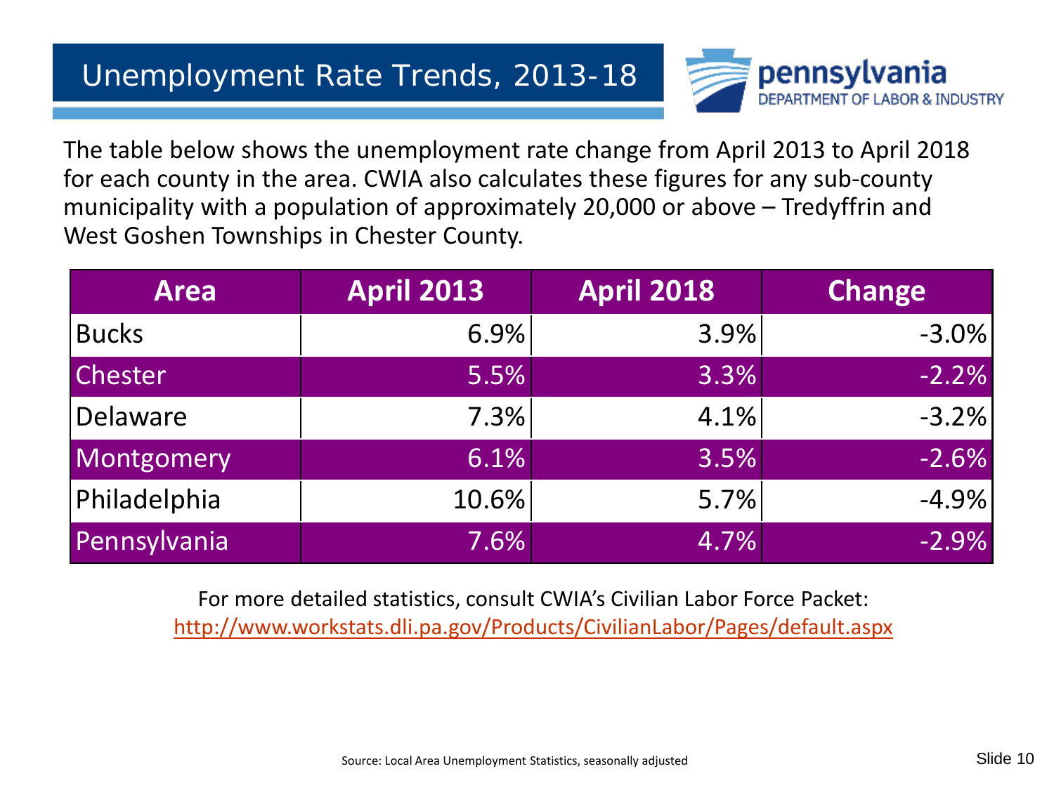# Unemployment Rate Trends, 2013-18

The table below shows the unemployment rate change from April 2013 to April 2018 for each county in the area. CWIA also calculates these figures for any sub-county municipality with a population of approximately 20,000 or above – Tredyffrin and West Goshen Townships in Chester County.

| Area | April 2013 | April 2018 | Change |
|---|---|---|---|
| Bucks | 6.9% | 3.9% | -3.0% |
| Chester | 5.5% | 3.3% | -2.2% |
| Delaware | 7.3% | 4.1% | -3.2% |
| Montgomery | 6.1% | 3.5% | -2.6% |
| Philadelphia | 10.6% | 5.7% | -4.9% |
| Pennsylvania | 7.6% | 4.7% | -2.9% |

For more detailed statistics, consult CWIA's Civilian Labor Force Packet:
http://www.workstats.dli.pa.gov/Products/CivilianLabor/Pages/default.aspx

Source: Local Area Unemployment Statistics, seasonally adjusted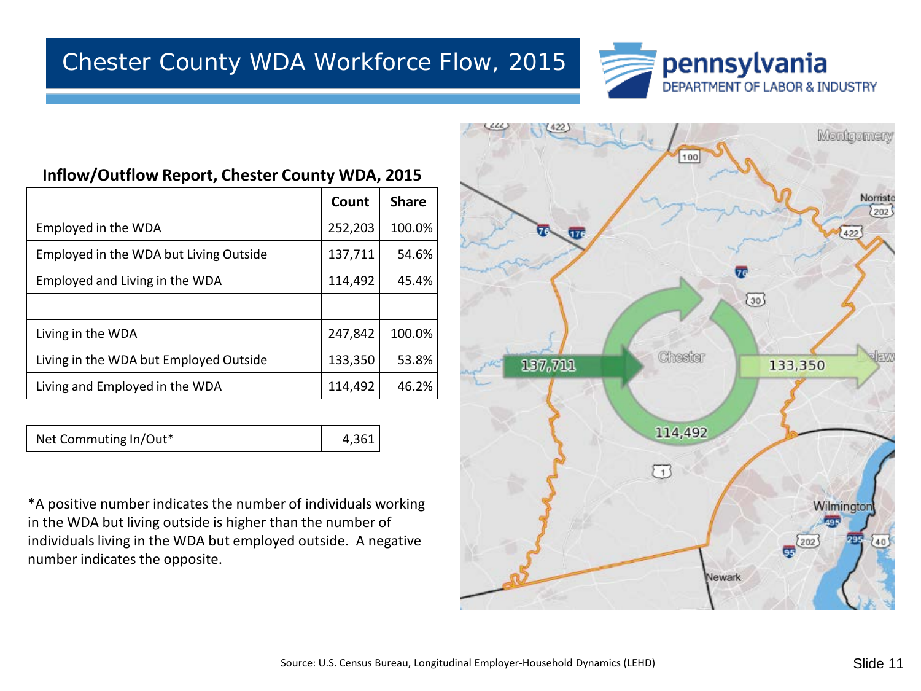# Chester County WDA Workforce Flow, 2015

**Inflow/Outflow Report, Chester County WDA, 2015**

| | Count | Share |
|---|---|---|
| Employed in the WDA | 252,203 | 100.0% |
| Employed in the WDA but Living Outside | 137,711 | 54.6% |
| Employed and Living in the WDA | 114,492 | 45.4% |
| | | |
| Living in the WDA | 247,842 | 100.0% |
| Living in the WDA but Employed Outside | 133,350 | 53.8% |
| Living and Employed in the WDA | 114,492 | 46.2% |

| Net Commuting In/Out* | 4,361 |
|---|---|

*A positive number indicates the number of individuals working in the WDA but living outside is higher than the number of individuals living in the WDA but employed outside. A negative number indicates the opposite.

Source: U.S. Census Bureau, Longitudinal Employer-Household Dynamics (LEHD)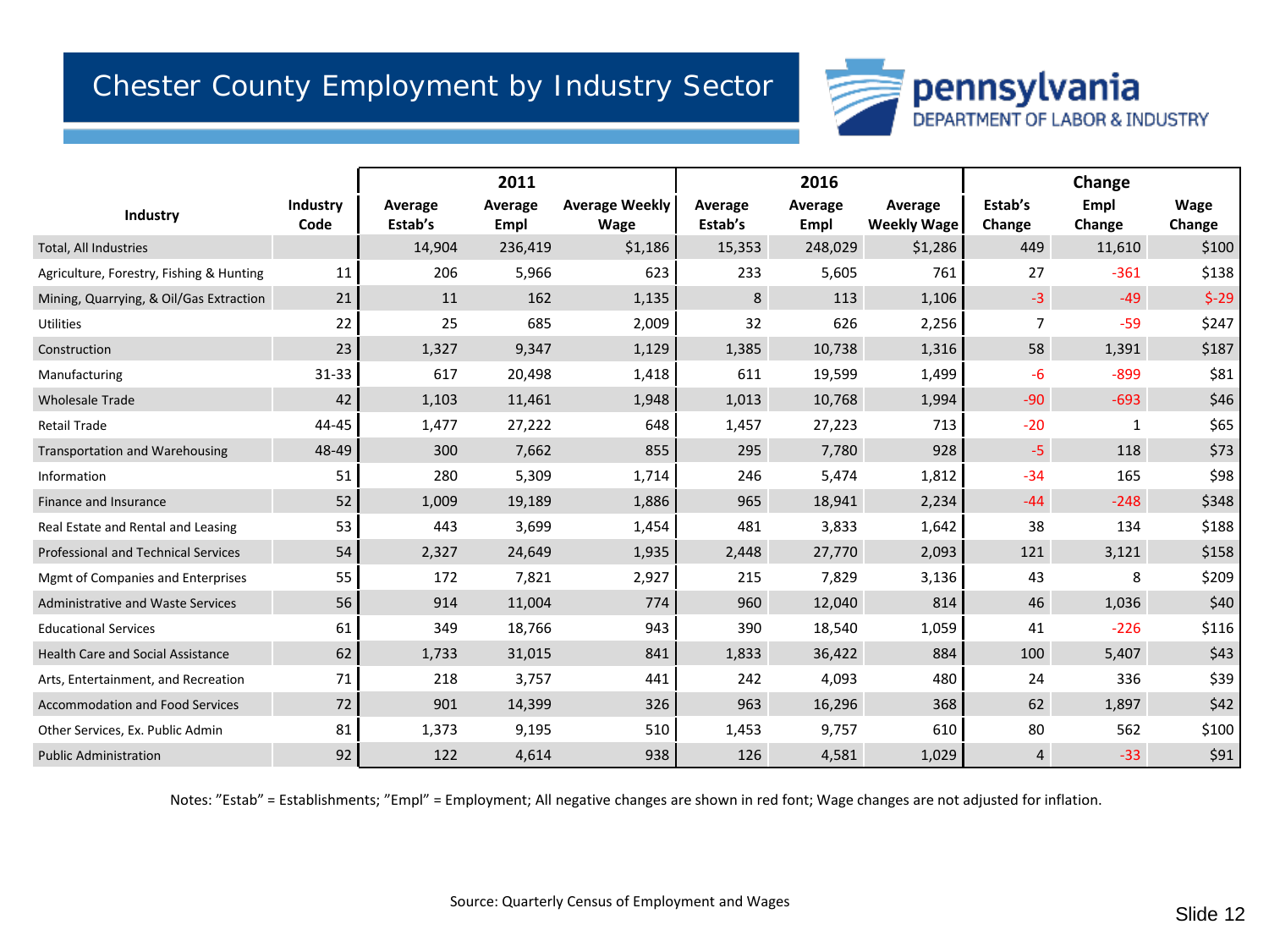# Chester County Employment by Industry Sector

| Industry | Industry Code | 2011 Average Estab's | 2011 Average Empl | 2011 Average Weekly Wage | 2016 Average Estab's | 2016 Average Empl | 2016 Average Weekly Wage | Change Estab's Change | Change Empl Change | Change Wage Change |
|---|---|---|---|---|---|---|---|---|---|---|
| Total, All Industries | | 14,904 | 236,419 | $1,186 | 15,353 | 248,029 | $1,286 | 449 | 11,610 | $100 |
| Agriculture, Forestry, Fishing & Hunting | 11 | 206 | 5,966 | 623 | 233 | 5,605 | 761 | 27 | -361 | $138 |
| Mining, Quarrying, & Oil/Gas Extraction | 21 | 11 | 162 | 1,135 | 8 | 113 | 1,106 | -3 | -49 | $-29 |
| Utilities | 22 | 25 | 685 | 2,009 | 32 | 626 | 2,256 | 7 | -59 | $247 |
| Construction | 23 | 1,327 | 9,347 | 1,129 | 1,385 | 10,738 | 1,316 | 58 | 1,391 | $187 |
| Manufacturing | 31-33 | 617 | 20,498 | 1,418 | 611 | 19,599 | 1,499 | -6 | -899 | $81 |
| Wholesale Trade | 42 | 1,103 | 11,461 | 1,948 | 1,013 | 10,768 | 1,994 | -90 | -693 | $46 |
| Retail Trade | 44-45 | 1,477 | 27,222 | 648 | 1,457 | 27,223 | 713 | -20 | 1 | $65 |
| Transportation and Warehousing | 48-49 | 300 | 7,662 | 855 | 295 | 7,780 | 928 | -5 | 118 | $73 |
| Information | 51 | 280 | 5,309 | 1,714 | 246 | 5,474 | 1,812 | -34 | 165 | $98 |
| Finance and Insurance | 52 | 1,009 | 19,189 | 1,886 | 965 | 18,941 | 2,234 | -44 | -248 | $348 |
| Real Estate and Rental and Leasing | 53 | 443 | 3,699 | 1,454 | 481 | 3,833 | 1,642 | 38 | 134 | $188 |
| Professional and Technical Services | 54 | 2,327 | 24,649 | 1,935 | 2,448 | 27,770 | 2,093 | 121 | 3,121 | $158 |
| Mgmt of Companies and Enterprises | 55 | 172 | 7,821 | 2,927 | 215 | 7,829 | 3,136 | 43 | 8 | $209 |
| Administrative and Waste Services | 56 | 914 | 11,004 | 774 | 960 | 12,040 | 814 | 46 | 1,036 | $40 |
| Educational Services | 61 | 349 | 18,766 | 943 | 390 | 18,540 | 1,059 | 41 | -226 | $116 |
| Health Care and Social Assistance | 62 | 1,733 | 31,015 | 841 | 1,833 | 36,422 | 884 | 100 | 5,407 | $43 |
| Arts, Entertainment, and Recreation | 71 | 218 | 3,757 | 441 | 242 | 4,093 | 480 | 24 | 336 | $39 |
| Accommodation and Food Services | 72 | 901 | 14,399 | 326 | 963 | 16,296 | 368 | 62 | 1,897 | $42 |
| Other Services, Ex. Public Admin | 81 | 1,373 | 9,195 | 510 | 1,453 | 9,757 | 610 | 80 | 562 | $100 |
| Public Administration | 92 | 122 | 4,614 | 938 | 126 | 4,581 | 1,029 | 4 | -33 | $91 |

Notes: "Estab" = Establishments; "Empl" = Employment; All negative changes are shown in red font; Wage changes are not adjusted for inflation.

Source: Quarterly Census of Employment and Wages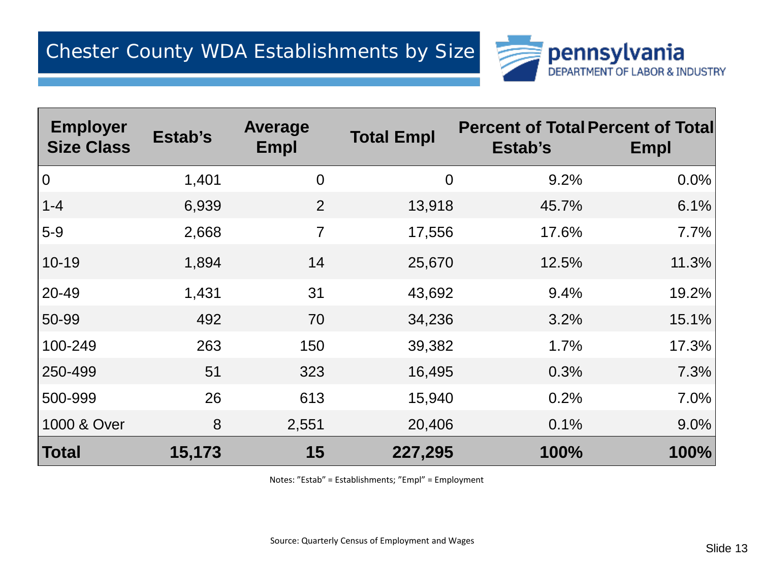# Chester County WDA Establishments by Size

| Employer Size Class | Estab's | Average Empl | Total Empl | Percent of Total Estab's | Percent of Total Empl |
|---|---|---|---|---|---|
| 0 | 1,401 | 0 | 0 | 9.2% | 0.0% |
| 1-4 | 6,939 | 2 | 13,918 | 45.7% | 6.1% |
| 5-9 | 2,668 | 7 | 17,556 | 17.6% | 7.7% |
| 10-19 | 1,894 | 14 | 25,670 | 12.5% | 11.3% |
| 20-49 | 1,431 | 31 | 43,692 | 9.4% | 19.2% |
| 50-99 | 492 | 70 | 34,236 | 3.2% | 15.1% |
| 100-249 | 263 | 150 | 39,382 | 1.7% | 17.3% |
| 250-499 | 51 | 323 | 16,495 | 0.3% | 7.3% |
| 500-999 | 26 | 613 | 15,940 | 0.2% | 7.0% |
| 1000 & Over | 8 | 2,551 | 20,406 | 0.1% | 9.0% |
| **Total** | **15,173** | **15** | **227,295** | **100%** | **100%** |

Notes: "Estab" = Establishments; "Empl" = Employment

Source: Quarterly Census of Employment and Wages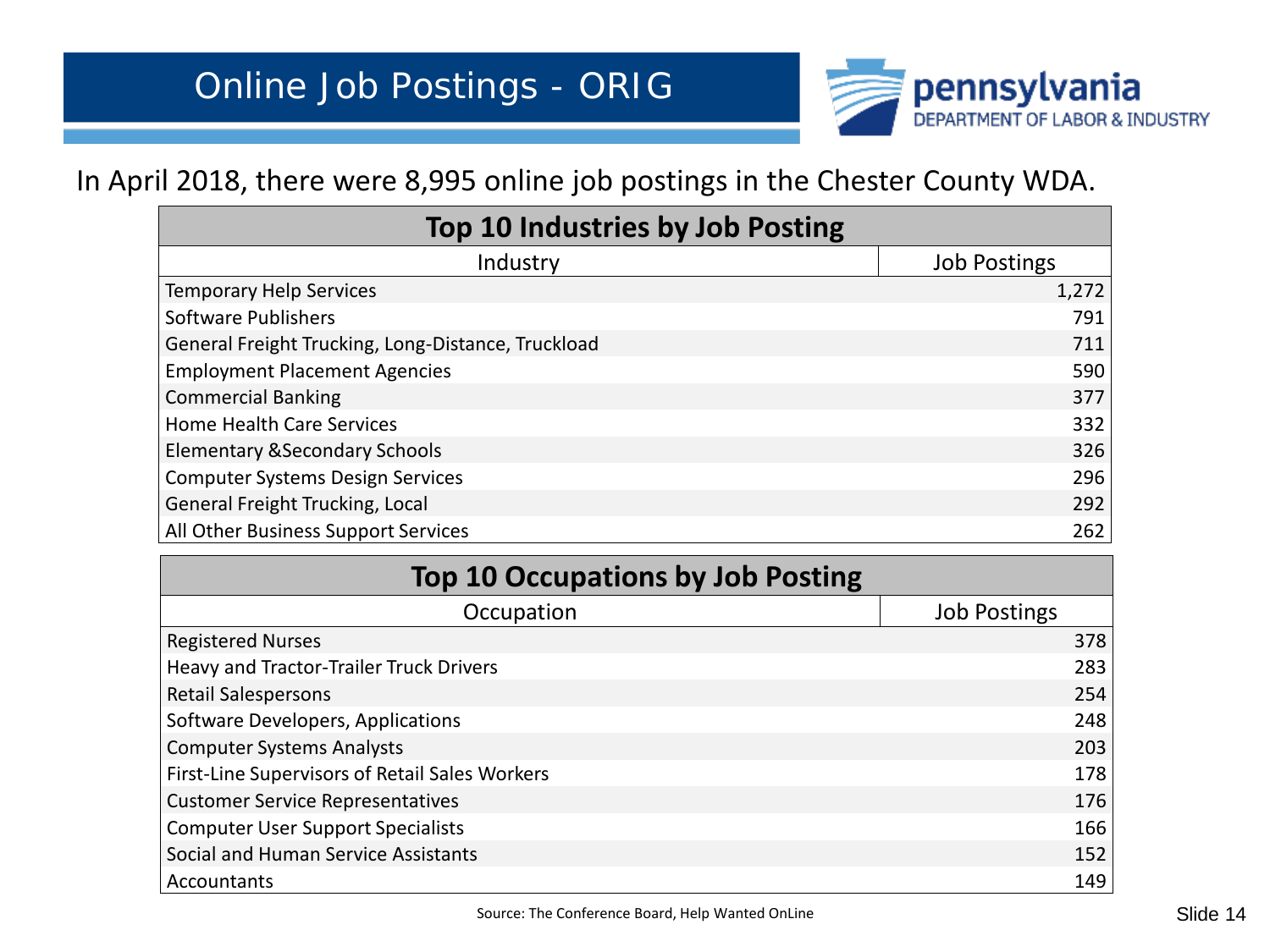# Online Job Postings - ORIG

In April 2018, there were 8,995 online job postings in the Chester County WDA.

**Top 10 Industries by Job Posting**

| Industry | Job Postings |
|---|---|
| Temporary Help Services | 1,272 |
| Software Publishers | 791 |
| General Freight Trucking, Long-Distance, Truckload | 711 |
| Employment Placement Agencies | 590 |
| Commercial Banking | 377 |
| Home Health Care Services | 332 |
| Elementary &Secondary Schools | 326 |
| Computer Systems Design Services | 296 |
| General Freight Trucking, Local | 292 |
| All Other Business Support Services | 262 |

**Top 10 Occupations by Job Posting**

| Occupation | Job Postings |
|---|---|
| Registered Nurses | 378 |
| Heavy and Tractor-Trailer Truck Drivers | 283 |
| Retail Salespersons | 254 |
| Software Developers, Applications | 248 |
| Computer Systems Analysts | 203 |
| First-Line Supervisors of Retail Sales Workers | 178 |
| Customer Service Representatives | 176 |
| Computer User Support Specialists | 166 |
| Social and Human Service Assistants | 152 |
| Accountants | 149 |

Source: The Conference Board, Help Wanted OnLine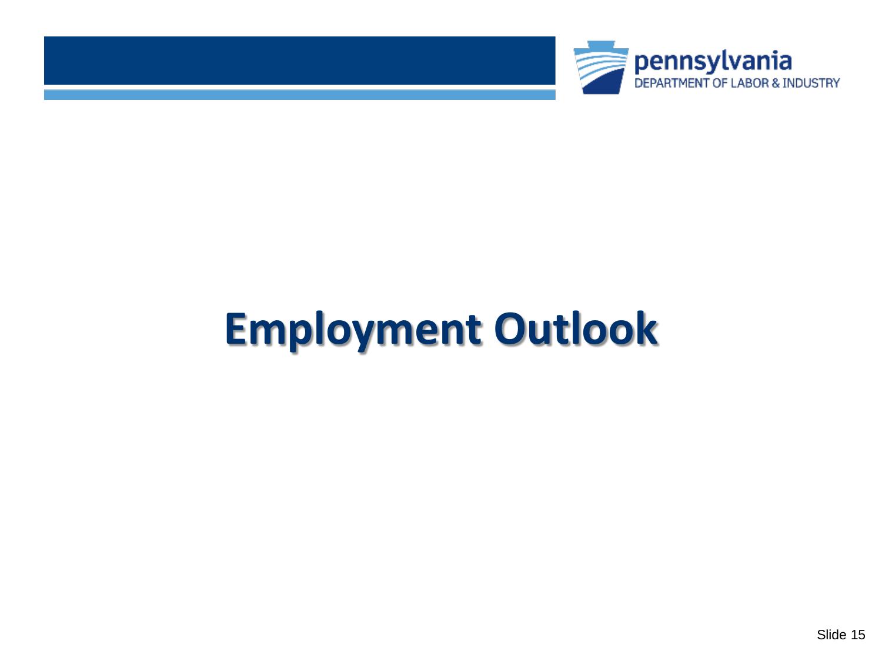# Employment Outlook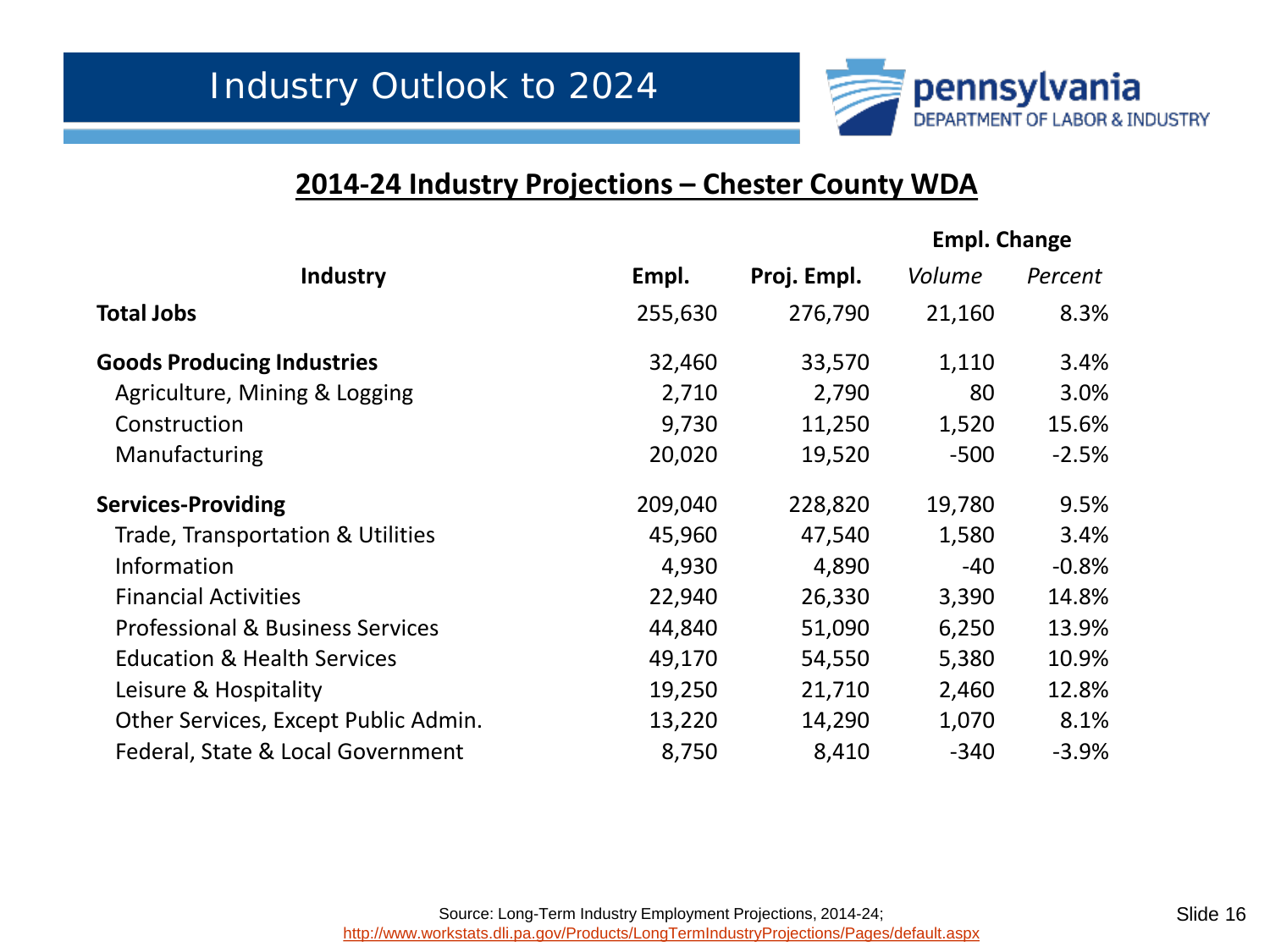# Industry Outlook to 2024

pennsylvania
DEPARTMENT OF LABOR & INDUSTRY

## 2014-24 Industry Projections – Chester County WDA

| Industry | Empl. | Proj. Empl. | Empl. Change | |
|---|---|---|---|---|
| | | | *Volume* | *Percent* |
| **Total Jobs** | 255,630 | 276,790 | 21,160 | 8.3% |
| **Goods Producing Industries** | 32,460 | 33,570 | 1,110 | 3.4% |
| Agriculture, Mining & Logging | 2,710 | 2,790 | 80 | 3.0% |
| Construction | 9,730 | 11,250 | 1,520 | 15.6% |
| Manufacturing | 20,020 | 19,520 | -500 | -2.5% |
| **Services-Providing** | 209,040 | 228,820 | 19,780 | 9.5% |
| Trade, Transportation & Utilities | 45,960 | 47,540 | 1,580 | 3.4% |
| Information | 4,930 | 4,890 | -40 | -0.8% |
| Financial Activities | 22,940 | 26,330 | 3,390 | 14.8% |
| Professional & Business Services | 44,840 | 51,090 | 6,250 | 13.9% |
| Education & Health Services | 49,170 | 54,550 | 5,380 | 10.9% |
| Leisure & Hospitality | 19,250 | 21,710 | 2,460 | 12.8% |
| Other Services, Except Public Admin. | 13,220 | 14,290 | 1,070 | 8.1% |
| Federal, State & Local Government | 8,750 | 8,410 | -340 | -3.9% |

Source: Long-Term Industry Employment Projections, 2014-24; http://www.workstats.dli.pa.gov/Products/LongTermIndustryProjections/Pages/default.aspx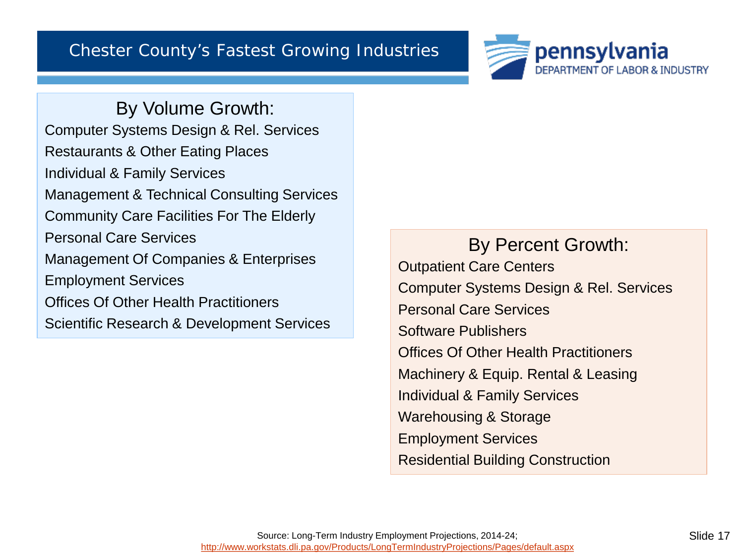# Chester County's Fastest Growing Industries

## By Volume Growth:

- Computer Systems Design & Rel. Services
- Restaurants & Other Eating Places
- Individual & Family Services
- Management & Technical Consulting Services
- Community Care Facilities For The Elderly
- Personal Care Services
- Management Of Companies & Enterprises
- Employment Services
- Offices Of Other Health Practitioners
- Scientific Research & Development Services

## By Percent Growth:

- Outpatient Care Centers
- Computer Systems Design & Rel. Services
- Personal Care Services
- Software Publishers
- Offices Of Other Health Practitioners
- Machinery & Equip. Rental & Leasing
- Individual & Family Services
- Warehousing & Storage
- Employment Services
- Residential Building Construction

Source: Long-Term Industry Employment Projections, 2014-24; http://www.workstats.dli.pa.gov/Products/LongTermIndustryProjections/Pages/default.aspx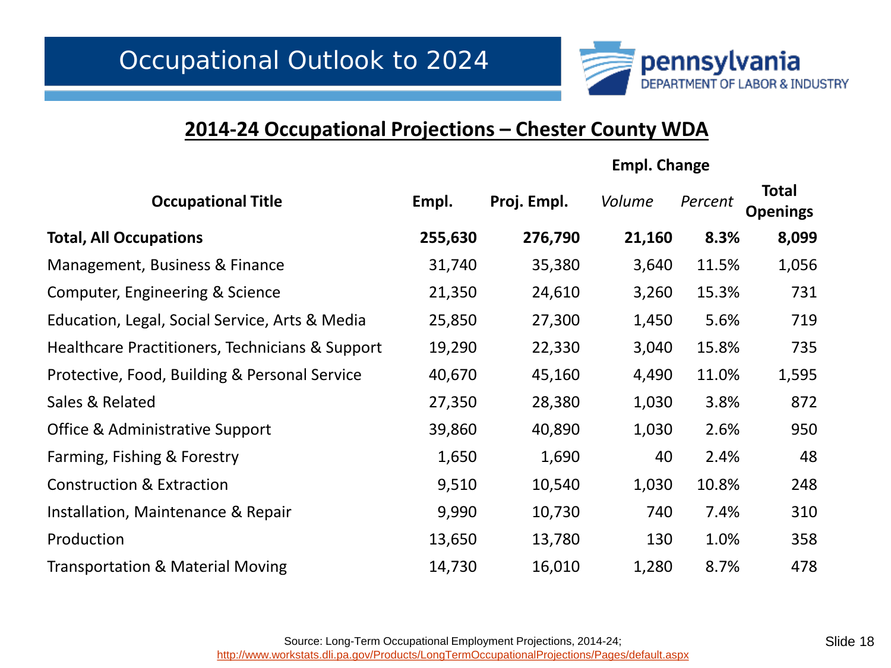# Occupational Outlook to 2024

pennsylvania
DEPARTMENT OF LABOR & INDUSTRY

## 2014-24 Occupational Projections – Chester County WDA

| Occupational Title | Empl. | Proj. Empl. | Empl. Change | | Total Openings |
|---|---|---|---|---|---|
| | | | *Volume* | *Percent* | |
| **Total, All Occupations** | **255,630** | **276,790** | **21,160** | **8.3%** | **8,099** |
| Management, Business & Finance | 31,740 | 35,380 | 3,640 | 11.5% | 1,056 |
| Computer, Engineering & Science | 21,350 | 24,610 | 3,260 | 15.3% | 731 |
| Education, Legal, Social Service, Arts & Media | 25,850 | 27,300 | 1,450 | 5.6% | 719 |
| Healthcare Practitioners, Technicians & Support | 19,290 | 22,330 | 3,040 | 15.8% | 735 |
| Protective, Food, Building & Personal Service | 40,670 | 45,160 | 4,490 | 11.0% | 1,595 |
| Sales & Related | 27,350 | 28,380 | 1,030 | 3.8% | 872 |
| Office & Administrative Support | 39,860 | 40,890 | 1,030 | 2.6% | 950 |
| Farming, Fishing & Forestry | 1,650 | 1,690 | 40 | 2.4% | 48 |
| Construction & Extraction | 9,510 | 10,540 | 1,030 | 10.8% | 248 |
| Installation, Maintenance & Repair | 9,990 | 10,730 | 740 | 7.4% | 310 |
| Production | 13,650 | 13,780 | 130 | 1.0% | 358 |
| Transportation & Material Moving | 14,730 | 16,010 | 1,280 | 8.7% | 478 |

Source: Long-Term Occupational Employment Projections, 2014-24;
http://www.workstats.dli.pa.gov/Products/LongTermOccupationalProjections/Pages/default.aspx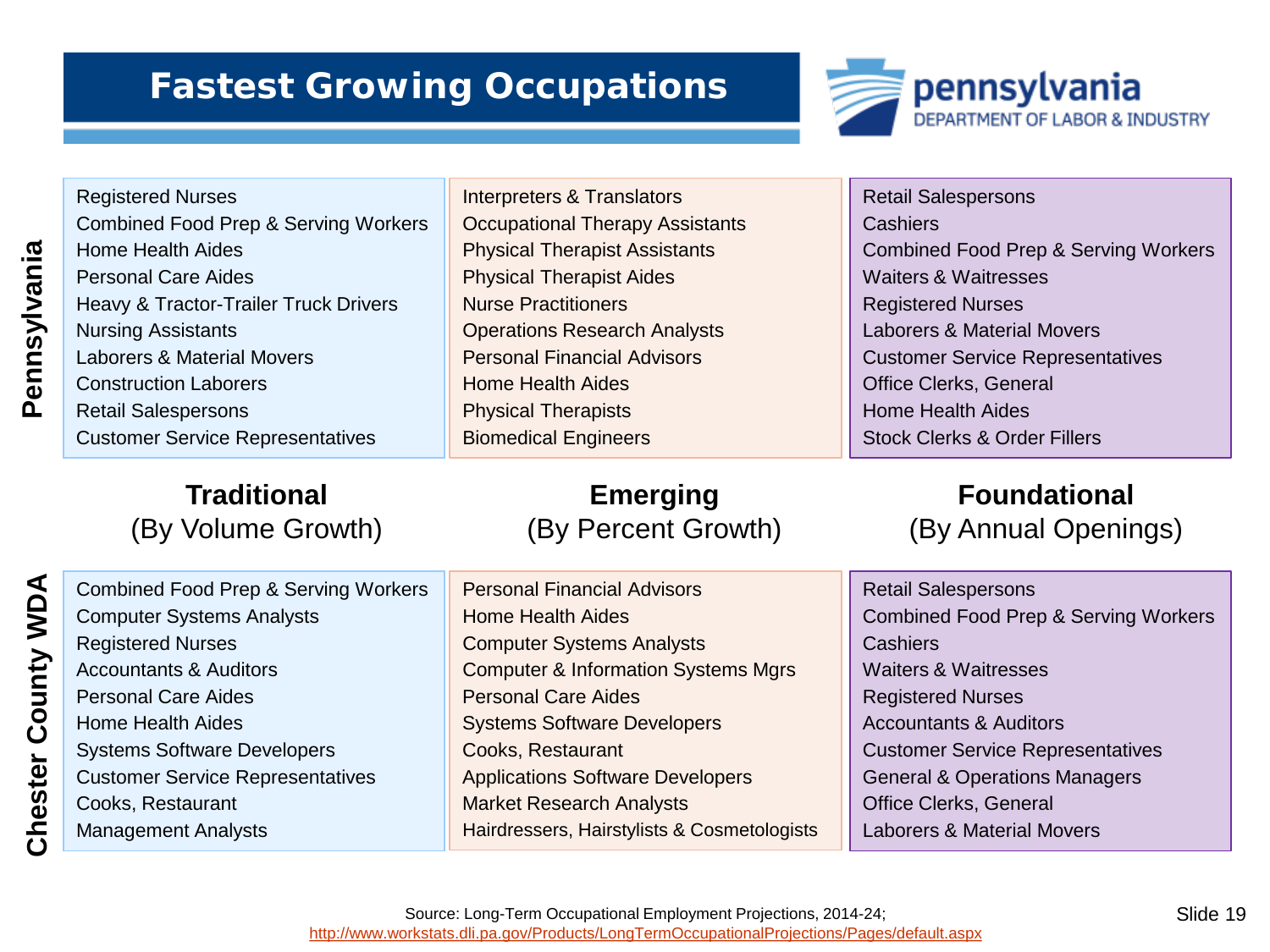# Fastest Growing Occupations

pennsylvania
DEPARTMENT OF LABOR & INDUSTRY

| | Traditional (By Volume Growth) | Emerging (By Percent Growth) | Foundational (By Annual Openings) |
|---|---|---|---|
| **Pennsylvania** | Registered Nurses | Interpreters & Translators | Retail Salespersons |
| | Combined Food Prep & Serving Workers | Occupational Therapy Assistants | Cashiers |
| | Home Health Aides | Physical Therapist Assistants | Combined Food Prep & Serving Workers |
| | Personal Care Aides | Physical Therapist Aides | Waiters & Waitresses |
| | Heavy & Tractor-Trailer Truck Drivers | Nurse Practitioners | Registered Nurses |
| | Nursing Assistants | Operations Research Analysts | Laborers & Material Movers |
| | Laborers & Material Movers | Personal Financial Advisors | Customer Service Representatives |
| | Construction Laborers | Home Health Aides | Office Clerks, General |
| | Retail Salespersons | Physical Therapists | Home Health Aides |
| | Customer Service Representatives | Biomedical Engineers | Stock Clerks & Order Fillers |
| **Chester County WDA** | Combined Food Prep & Serving Workers | Personal Financial Advisors | Retail Salespersons |
| | Computer Systems Analysts | Home Health Aides | Combined Food Prep & Serving Workers |
| | Registered Nurses | Computer Systems Analysts | Cashiers |
| | Accountants & Auditors | Computer & Information Systems Mgrs | Waiters & Waitresses |
| | Personal Care Aides | Personal Care Aides | Registered Nurses |
| | Home Health Aides | Systems Software Developers | Accountants & Auditors |
| | Systems Software Developers | Cooks, Restaurant | Customer Service Representatives |
| | Customer Service Representatives | Applications Software Developers | General & Operations Managers |
| | Cooks, Restaurant | Market Research Analysts | Office Clerks, General |
| | Management Analysts | Hairdressers, Hairstylists & Cosmetologists | Laborers & Material Movers |

Source: Long-Term Occupational Employment Projections, 2014-24;
http://www.workstats.dli.pa.gov/Products/LongTermOccupationalProjections/Pages/default.aspx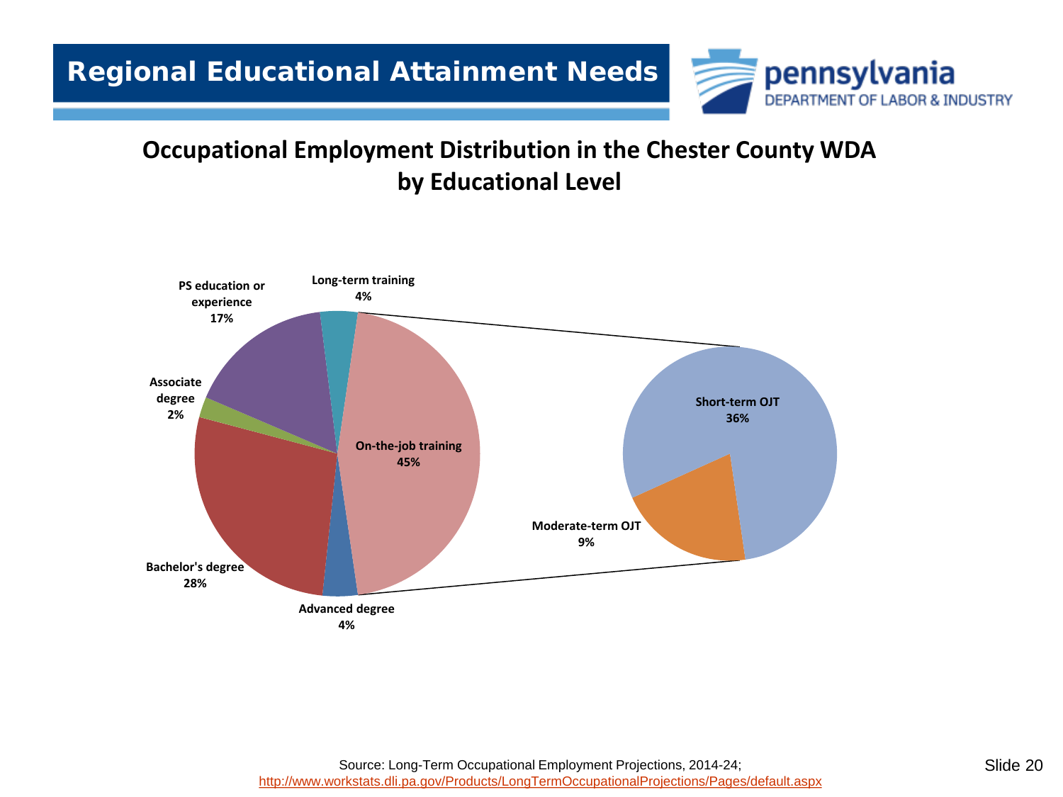# Regional Educational Attainment Needs

## Occupational Employment Distribution in the Chester County WDA by Educational Level

| Educational Level | Share |
| --- | --- |
| On-the-job training | 45% |
| Short-term OJT | 36% |
| Moderate-term OJT | 9% |
| Bachelor's degree | 28% |
| PS education or experience | 17% |
| Long-term training | 4% |
| Advanced degree | 4% |
| Associate degree | 2% |

Source: Long-Term Occupational Employment Projections, 2014-24; http://www.workstats.dli.pa.gov/Products/LongTermOccupationalProjections/Pages/default.aspx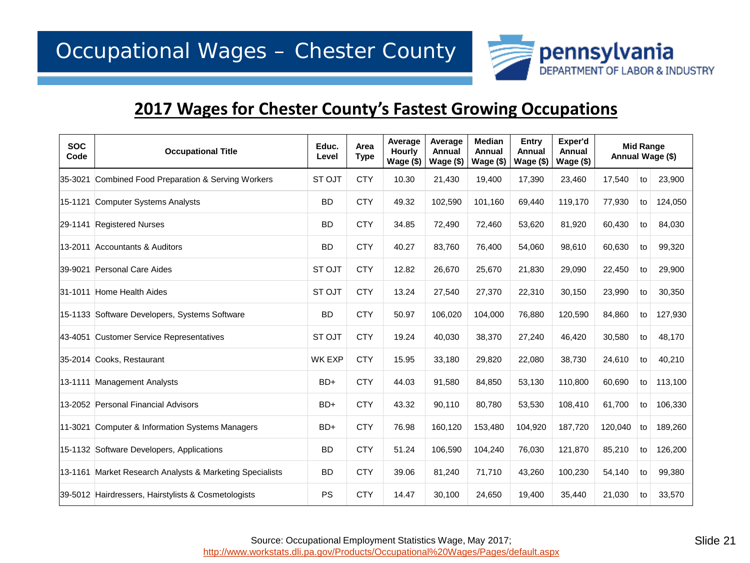# Occupational Wages – Chester County

pennsylvania DEPARTMENT OF LABOR & INDUSTRY

## 2017 Wages for Chester County's Fastest Growing Occupations

| SOC Code | Occupational Title | Educ. Level | Area Type | Average Hourly Wage ($) | Average Annual Wage ($) | Median Annual Wage ($) | Entry Annual Wage ($) | Exper'd Annual Wage ($) | Mid Range Annual Wage ($) | | |
|---|---|---|---|---|---|---|---|---|---|---|---|
| 35-3021 | Combined Food Preparation & Serving Workers | ST OJT | CTY | 10.30 | 21,430 | 19,400 | 17,390 | 23,460 | 17,540 | to | 23,900 |
| 15-1121 | Computer Systems Analysts | BD | CTY | 49.32 | 102,590 | 101,160 | 69,440 | 119,170 | 77,930 | to | 124,050 |
| 29-1141 | Registered Nurses | BD | CTY | 34.85 | 72,490 | 72,460 | 53,620 | 81,920 | 60,430 | to | 84,030 |
| 13-2011 | Accountants & Auditors | BD | CTY | 40.27 | 83,760 | 76,400 | 54,060 | 98,610 | 60,630 | to | 99,320 |
| 39-9021 | Personal Care Aides | ST OJT | CTY | 12.82 | 26,670 | 25,670 | 21,830 | 29,090 | 22,450 | to | 29,900 |
| 31-1011 | Home Health Aides | ST OJT | CTY | 13.24 | 27,540 | 27,370 | 22,310 | 30,150 | 23,990 | to | 30,350 |
| 15-1133 | Software Developers, Systems Software | BD | CTY | 50.97 | 106,020 | 104,000 | 76,880 | 120,590 | 84,860 | to | 127,930 |
| 43-4051 | Customer Service Representatives | ST OJT | CTY | 19.24 | 40,030 | 38,370 | 27,240 | 46,420 | 30,580 | to | 48,170 |
| 35-2014 | Cooks, Restaurant | WK EXP | CTY | 15.95 | 33,180 | 29,820 | 22,080 | 38,730 | 24,610 | to | 40,210 |
| 13-1111 | Management Analysts | BD+ | CTY | 44.03 | 91,580 | 84,850 | 53,130 | 110,800 | 60,690 | to | 113,100 |
| 13-2052 | Personal Financial Advisors | BD+ | CTY | 43.32 | 90,110 | 80,780 | 53,530 | 108,410 | 61,700 | to | 106,330 |
| 11-3021 | Computer & Information Systems Managers | BD+ | CTY | 76.98 | 160,120 | 153,480 | 104,920 | 187,720 | 120,040 | to | 189,260 |
| 15-1132 | Software Developers, Applications | BD | CTY | 51.24 | 106,590 | 104,240 | 76,030 | 121,870 | 85,210 | to | 126,200 |
| 13-1161 | Market Research Analysts & Marketing Specialists | BD | CTY | 39.06 | 81,240 | 71,710 | 43,260 | 100,230 | 54,140 | to | 99,380 |
| 39-5012 | Hairdressers, Hairstylists & Cosmetologists | PS | CTY | 14.47 | 30,100 | 24,650 | 19,400 | 35,440 | 21,030 | to | 33,570 |

Source: Occupational Employment Statistics Wage, May 2017;
http://www.workstats.dli.pa.gov/Products/Occupational%20Wages/Pages/default.aspx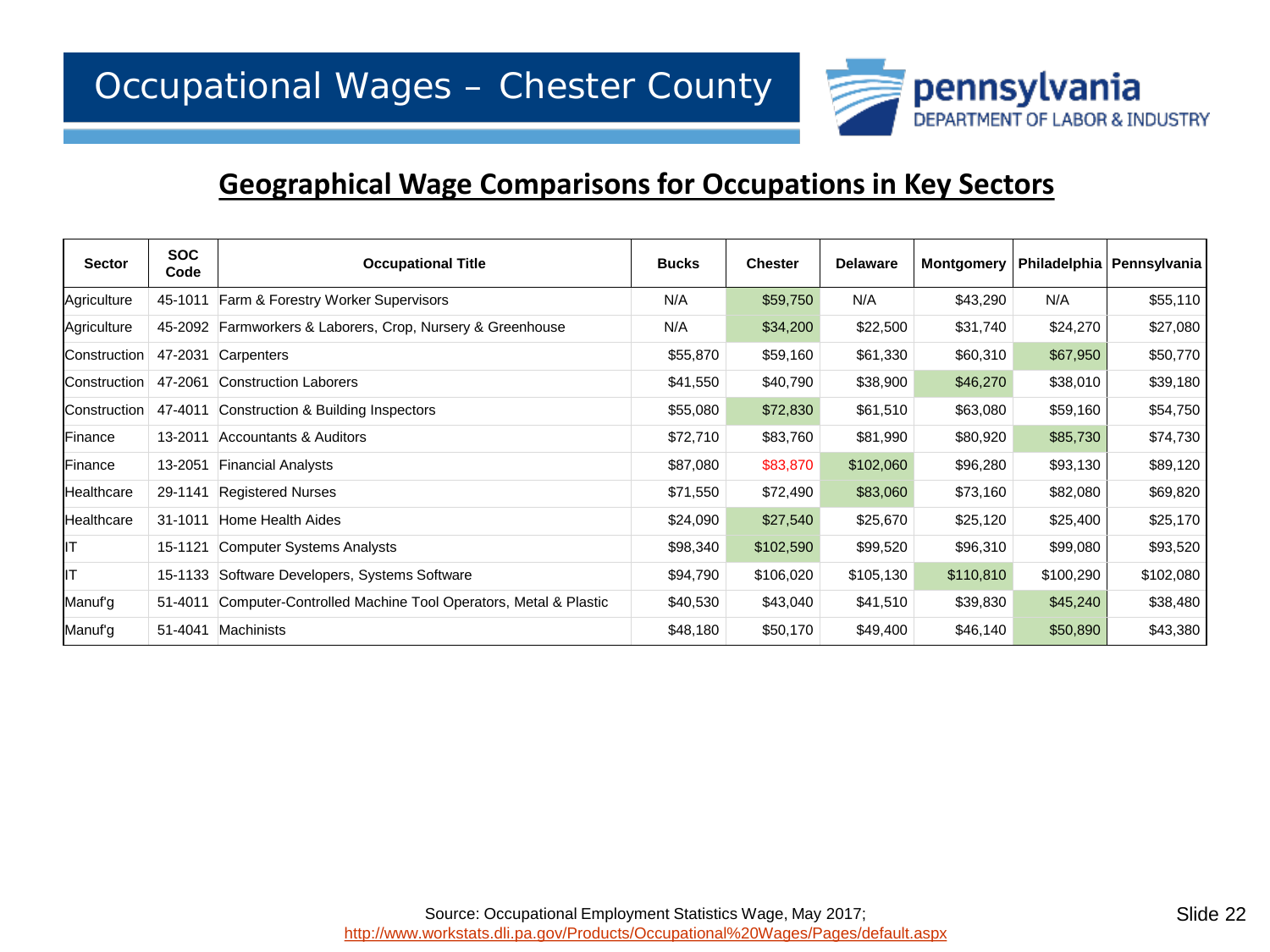# Occupational Wages – Chester County

## Geographical Wage Comparisons for Occupations in Key Sectors

| Sector | SOC Code | Occupational Title | Bucks | Chester | Delaware | Montgomery | Philadelphia | Pennsylvania |
|---|---|---|---|---|---|---|---|---|
| Agriculture | 45-1011 | Farm & Forestry Worker Supervisors | N/A | $59,750 | N/A | $43,290 | N/A | $55,110 |
| Agriculture | 45-2092 | Farmworkers & Laborers, Crop, Nursery & Greenhouse | N/A | $34,200 | $22,500 | $31,740 | $24,270 | $27,080 |
| Construction | 47-2031 | Carpenters | $55,870 | $59,160 | $61,330 | $60,310 | $67,950 | $50,770 |
| Construction | 47-2061 | Construction Laborers | $41,550 | $40,790 | $38,900 | $46,270 | $38,010 | $39,180 |
| Construction | 47-4011 | Construction & Building Inspectors | $55,080 | $72,830 | $61,510 | $63,080 | $59,160 | $54,750 |
| Finance | 13-2011 | Accountants & Auditors | $72,710 | $83,760 | $81,990 | $80,920 | $85,730 | $74,730 |
| Finance | 13-2051 | Financial Analysts | $87,080 | $83,870 | $102,060 | $96,280 | $93,130 | $89,120 |
| Healthcare | 29-1141 | Registered Nurses | $71,550 | $72,490 | $83,060 | $73,160 | $82,080 | $69,820 |
| Healthcare | 31-1011 | Home Health Aides | $24,090 | $27,540 | $25,670 | $25,120 | $25,400 | $25,170 |
| IT | 15-1121 | Computer Systems Analysts | $98,340 | $102,590 | $99,520 | $96,310 | $99,080 | $93,520 |
| IT | 15-1133 | Software Developers, Systems Software | $94,790 | $106,020 | $105,130 | $110,810 | $100,290 | $102,080 |
| Manuf'g | 51-4011 | Computer-Controlled Machine Tool Operators, Metal & Plastic | $40,530 | $43,040 | $41,510 | $39,830 | $45,240 | $38,480 |
| Manuf'g | 51-4041 | Machinists | $48,180 | $50,170 | $49,400 | $46,140 | $50,890 | $43,380 |

Source: Occupational Employment Statistics Wage, May 2017; http://www.workstats.dli.pa.gov/Products/Occupational%20Wages/Pages/default.aspx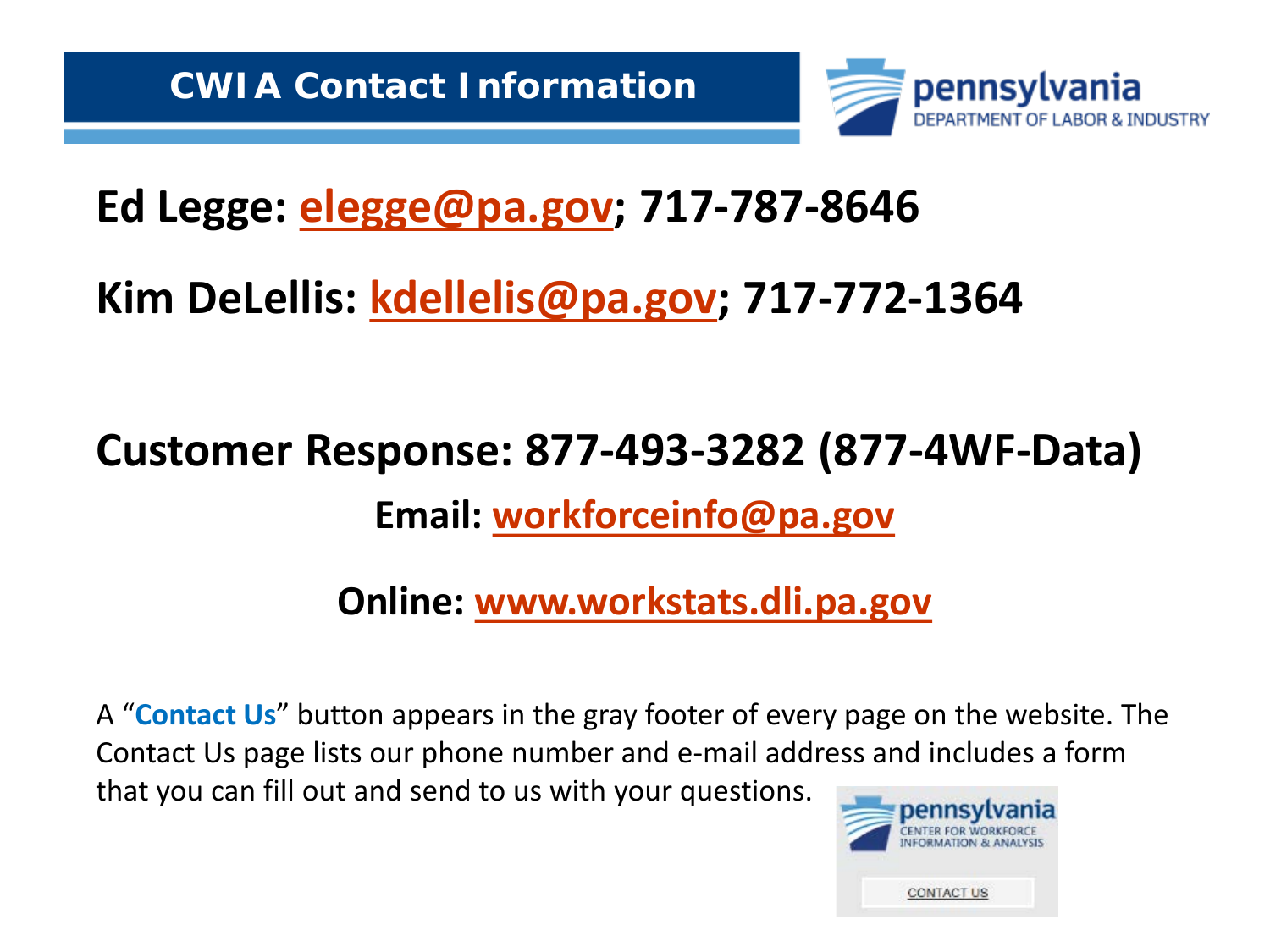# CWIA Contact Information

**Ed Legge: elegge@pa.gov; 717-787-8646**

**Kim DeLellis: kdellelis@pa.gov; 717-772-1364**

**Customer Response: 877-493-3282 (877-4WF-Data)**

**Email: workforceinfo@pa.gov**

**Online: www.workstats.dli.pa.gov**

A "**Contact Us**" button appears in the gray footer of every page on the website. The Contact Us page lists our phone number and e-mail address and includes a form that you can fill out and send to us with your questions.